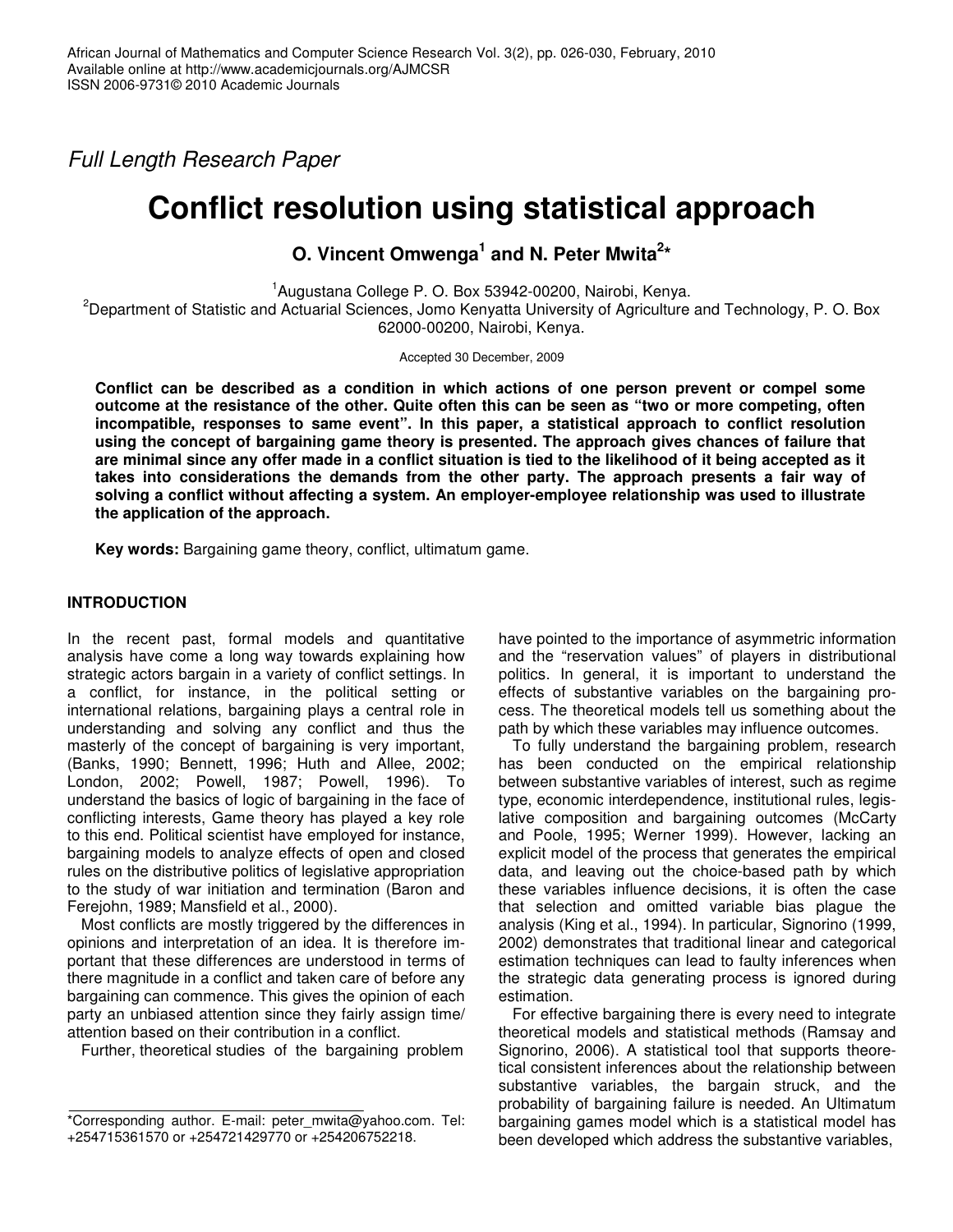*Full Length Research Paper*

# Conflict resolution using statistical approach

**O. Vincent Omwenga[1] and N. Peter Mwita[2]***

[1]Augustana College P. O. Box 53942-00200, Nairobi, Kenya.
[2]Department of Statistic and Actuarial Sciences, Jomo Kenyatta University of Agriculture and Technology, P. O. Box 62000-00200, Nairobi, Kenya.

Accepted 30 December, 2009

**Conflict can be described as a condition in which actions of one person prevent or compel some outcome at the resistance of the other. Quite often this can be seen as "two or more competing, often incompatible, responses to same event". In this paper, a statistical approach to conflict resolution using the concept of bargaining game theory is presented. The approach gives chances of failure that are minimal since any offer made in a conflict situation is tied to the likelihood of it being accepted as it takes into considerations the demands from the other party. The approach presents a fair way of solving a conflict without affecting a system. An employer-employee relationship was used to illustrate the application of the approach.**

**Key words:** Bargaining game theory, conflict, ultimatum game.

## INTRODUCTION

In the recent past, formal models and quantitative analysis have come a long way towards explaining how strategic actors bargain in a variety of conflict settings. In a conflict, for instance, in the political setting or international relations, bargaining plays a central role in understanding and solving any conflict and thus the masterly of the concept of bargaining is very important, (Banks, 1990; Bennett, 1996; Huth and Allee, 2002; London, 2002; Powell, 1987; Powell, 1996). To understand the basics of logic of bargaining in the face of conflicting interests, Game theory has played a key role to this end. Political scientist have employed for instance, bargaining models to analyze effects of open and closed rules on the distributive politics of legislative appropriation to the study of war initiation and termination (Baron and Ferejohn, 1989; Mansfield et al., 2000).

Most conflicts are mostly triggered by the differences in opinions and interpretation of an idea. It is therefore important that these differences are understood in terms of there magnitude in a conflict and taken care of before any bargaining can commence. This gives the opinion of each party an unbiased attention since they fairly assign time/attention based on their contribution in a conflict.

Further, theoretical studies of the bargaining problem have pointed to the importance of asymmetric information and the "reservation values" of players in distributional politics. In general, it is important to understand the effects of substantive variables on the bargaining process. The theoretical models tell us something about the path by which these variables may influence outcomes.

To fully understand the bargaining problem, research has been conducted on the empirical relationship between substantive variables of interest, such as regime type, economic interdependence, institutional rules, legislative composition and bargaining outcomes (McCarty and Poole, 1995; Werner 1999). However, lacking an explicit model of the process that generates the empirical data, and leaving out the choice-based path by which these variables influence decisions, it is often the case that selection and omitted variable bias plague the analysis (King et al., 1994). In particular, Signorino (1999, 2002) demonstrates that traditional linear and categorical estimation techniques can lead to faulty inferences when the strategic data generating process is ignored during estimation.

For effective bargaining there is every need to integrate theoretical models and statistical methods (Ramsay and Signorino, 2006). A statistical tool that supports theoretical consistent inferences about the relationship between substantive variables, the bargain struck, and the probability of bargaining failure is needed. An Ultimatum bargaining games model which is a statistical model has been developed which address the substantive variables,

*Corresponding author. E-mail: peter_mwita@yahoo.com. Tel: +254715361570 or +254721429770 or +254206752218.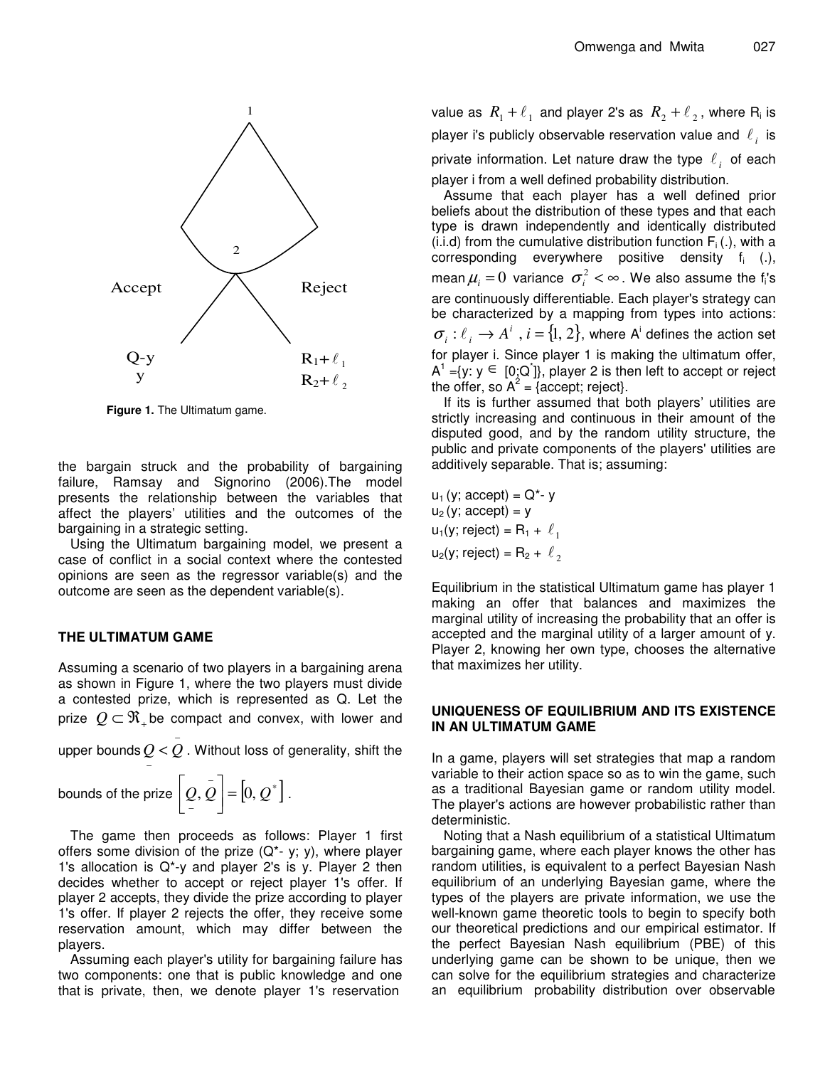Figure 1. The Ultimatum game.

the bargain struck and the probability of bargaining failure, Ramsay and Signorino (2006).The model presents the relationship between the variables that affect the players' utilities and the outcomes of the bargaining in a strategic setting.

Using the Ultimatum bargaining model, we present a case of conflict in a social context where the contested opinions are seen as the regressor variable(s) and the outcome are seen as the dependent variable(s).

## THE ULTIMATUM GAME

Assuming a scenario of two players in a bargaining arena as shown in Figure 1, where the two players must divide a contested prize, which is represented as Q. Let the prize $Q \subset \Re_+$ be compact and convex, with lower and upper bounds $\underline{Q} < \bar{Q}$. Without loss of generality, shift the bounds of the prize $\left[\underline{Q}, \bar{Q}\right] = \left[0, Q^*\right]$.

The game then proceeds as follows: Player 1 first offers some division of the prize (Q*- y; y), where player 1's allocation is Q*-y and player 2's is y. Player 2 then decides whether to accept or reject player 1's offer. If player 2 accepts, they divide the prize according to player 1's offer. If player 2 rejects the offer, they receive some reservation amount, which may differ between the players.

Assuming each player's utility for bargaining failure has two components: one that is public knowledge and one that is private, then, we denote player 1's reservation value as $R_1 + \ell_1$ and player 2's as $R_2 + \ell_2$, where $R_i$ is player i's publicly observable reservation value and $\ell_i$ is private information. Let nature draw the type $\ell_i$ of each player i from a well defined probability distribution.

Assume that each player has a well defined prior beliefs about the distribution of these types and that each type is drawn independently and identically distributed (i.i.d) from the cumulative distribution function $F_i(.)$, with a corresponding everywhere positive density $f_i(.)$, mean $\mu_i = 0$ variance $\sigma_i^2 < \infty$. We also assume the $f_i$'s are continuously differentiable. Each player's strategy can be characterized by a mapping from types into actions: $\sigma_i : \ell_i \rightarrow A^i$, $i = \{1, 2\}$, where $A^i$ defines the action set for player i. Since player 1 is making the ultimatum offer, $A^1 = \{y: y \in [0;Q^*]\}$, player 2 is then left to accept or reject the offer, so $A^2$ = {accept; reject}.

If its is further assumed that both players' utilities are strictly increasing and continuous in their amount of the disputed good, and by the random utility structure, the public and private components of the players' utilities are additively separable. That is; assuming:

$u_1$(y; accept) = Q*- y
$u_2$(y; accept) = y
$u_1$(y; reject) = $R_1 + \ell_1$
$u_2$(y; reject) = $R_2 + \ell_2$

Equilibrium in the statistical Ultimatum game has player 1 making an offer that balances and maximizes the marginal utility of increasing the probability that an offer is accepted and the marginal utility of a larger amount of y. Player 2, knowing her own type, chooses the alternative that maximizes her utility.

## UNIQUENESS OF EQUILIBRIUM AND ITS EXISTENCE IN AN ULTIMATUM GAME

In a game, players will set strategies that map a random variable to their action space so as to win the game, such as a traditional Bayesian game or random utility model. The player's actions are however probabilistic rather than deterministic.

Noting that a Nash equilibrium of a statistical Ultimatum bargaining game, where each player knows the other has random utilities, is equivalent to a perfect Bayesian Nash equilibrium of an underlying Bayesian game, where the types of the players are private information, we use the well-known game theoretic tools to begin to specify both our theoretical predictions and our empirical estimator. If the perfect Bayesian Nash equilibrium (PBE) of this underlying game can be shown to be unique, then we can solve for the equilibrium strategies and characterize an equilibrium probability distribution over observable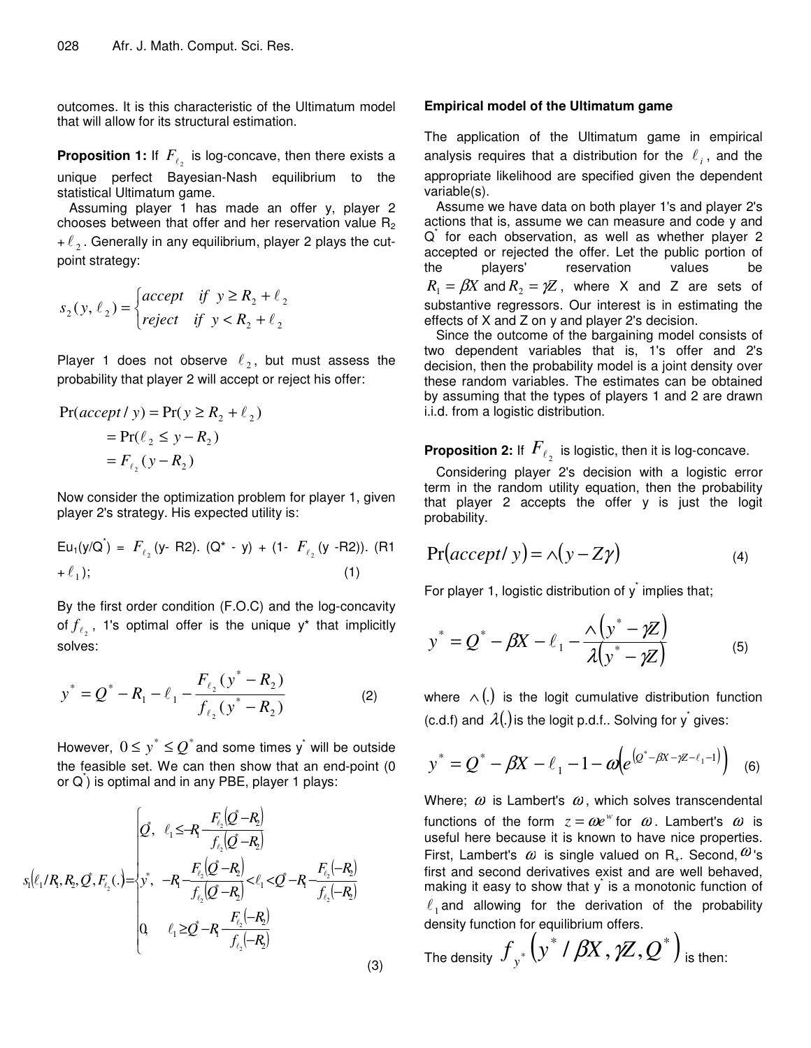outcomes. It is this characteristic of the Ultimatum model that will allow for its structural estimation.

**Proposition 1:** If $F_{\ell_2}$ is log-concave, then there exists a unique perfect Bayesian-Nash equilibrium to the statistical Ultimatum game.

Assuming player 1 has made an offer y, player 2 chooses between that offer and her reservation value $R_2 + \ell_2$. Generally in any equilibrium, player 2 plays the cut-point strategy:

$$s_2(y, \ell_2) = \begin{cases} accept & if \;\; y \geq R_2 + \ell_2 \\ reject & if \;\; y < R_2 + \ell_2 \end{cases}$$

Player 1 does not observe $\ell_2$, but must assess the probability that player 2 will accept or reject his offer:

$$\begin{aligned} \Pr(accept / y) &= \Pr(y \geq R_2 + \ell_2) \\ &= \Pr(\ell_2 \leq y - R_2) \\ &= F_{\ell_2}(y - R_2) \end{aligned}$$

Now consider the optimization problem for player 1, given player 2's strategy. His expected utility is:

$$Eu_1(y/Q^*) = F_{\ell_2}(y - R2).\ (Q^* - y) + (1 - F_{\ell_2}(y - R2)).\ (R1 + \ell_1); \qquad (1)$$

By the first order condition (F.O.C) and the log-concavity of $f_{\ell_2}$, 1's optimal offer is the unique y* that implicitly solves:

$$y^* = Q^* - R_1 - \ell_1 - \frac{F_{\ell_2}(y^* - R_2)}{f_{\ell_2}(y^* - R_2)} \qquad (2)$$

However, $0 \leq y^* \leq Q^*$ and some times $y^*$ will be outside the feasible set. We can then show that an end-point (0 or $Q^*$) is optimal and in any PBE, player 1 plays:

$$s_1(\ell_1 / R_1, R_2, Q^*, F_{\ell_2}(.)) = \begin{cases} Q^*, & \ell_1 \leq -R_1 \dfrac{F_{\ell_2}(Q^* - R_2)}{f_{\ell_2}(Q^* - R_2)} \\ y^*, & -R_1 \dfrac{F_{\ell_2}(Q^* - R_2)}{f_{\ell_2}(Q^* - R_2)} < \ell_1 < Q^* - R_1 \dfrac{F_{\ell_2}(-R_2)}{f_{\ell_2}(-R_2)} \\ 0, & \ell_1 \geq Q^* - R_1 \dfrac{F_{\ell_2}(-R_2)}{f_{\ell_2}(-R_2)} \end{cases} \qquad (3)$$

## Empirical model of the Ultimatum game

The application of the Ultimatum game in empirical analysis requires that a distribution for the $\ell_i$, and the appropriate likelihood are specified given the dependent variable(s).

Assume we have data on both player 1's and player 2's actions that is, assume we can measure and code y and $Q^*$ for each observation, as well as whether player 2 accepted or rejected the offer. Let the public portion of the players' reservation values be $R_1 = \beta X$ and $R_2 = \gamma Z$, where X and Z are sets of substantive regressors. Our interest is in estimating the effects of X and Z on y and player 2's decision.

Since the outcome of the bargaining model consists of two dependent variables that is, 1's offer and 2's decision, then the probability model is a joint density over these random variables. The estimates can be obtained by assuming that the types of players 1 and 2 are drawn i.i.d. from a logistic distribution.

**Proposition 2:** If $F_{\ell_2}$ is logistic, then it is log-concave.

Considering player 2's decision with a logistic error term in the random utility equation, then the probability that player 2 accepts the offer y is just the logit probability.

$$\Pr(accept / y) = \wedge(y - Z\gamma) \qquad (4)$$

For player 1, logistic distribution of $y^*$ implies that;

$$y^* = Q^* - \beta X - \ell_1 - \frac{\wedge(y^* - \gamma Z)}{\lambda(y^* - \gamma Z)} \qquad (5)$$

where $\wedge(.)$ is the logit cumulative distribution function (c.d.f) and $\lambda(.)$ is the logit p.d.f.. Solving for $y^*$ gives:

$$y^* = Q^* - \beta X - \ell_1 - 1 - \omega\left(e^{(Q^* - \beta X - \gamma Z - \ell_1 - 1)}\right) \qquad (6)$$

Where; $\omega$ is Lambert's $\omega$, which solves transcendental functions of the form $z = \omega e^w$ for $\omega$. Lambert's $\omega$ is useful here because it is known to have nice properties. First, Lambert's $\omega$ is single valued on $R_+$. Second, $\omega$'s first and second derivatives exist and are well behaved, making it easy to show that $y^*$ is a monotonic function of $\ell_1$ and allowing for the derivation of the probability density function for equilibrium offers.

The density $f_{y^*}\left(y^* / \beta X, \gamma Z, Q^*\right)$ is then: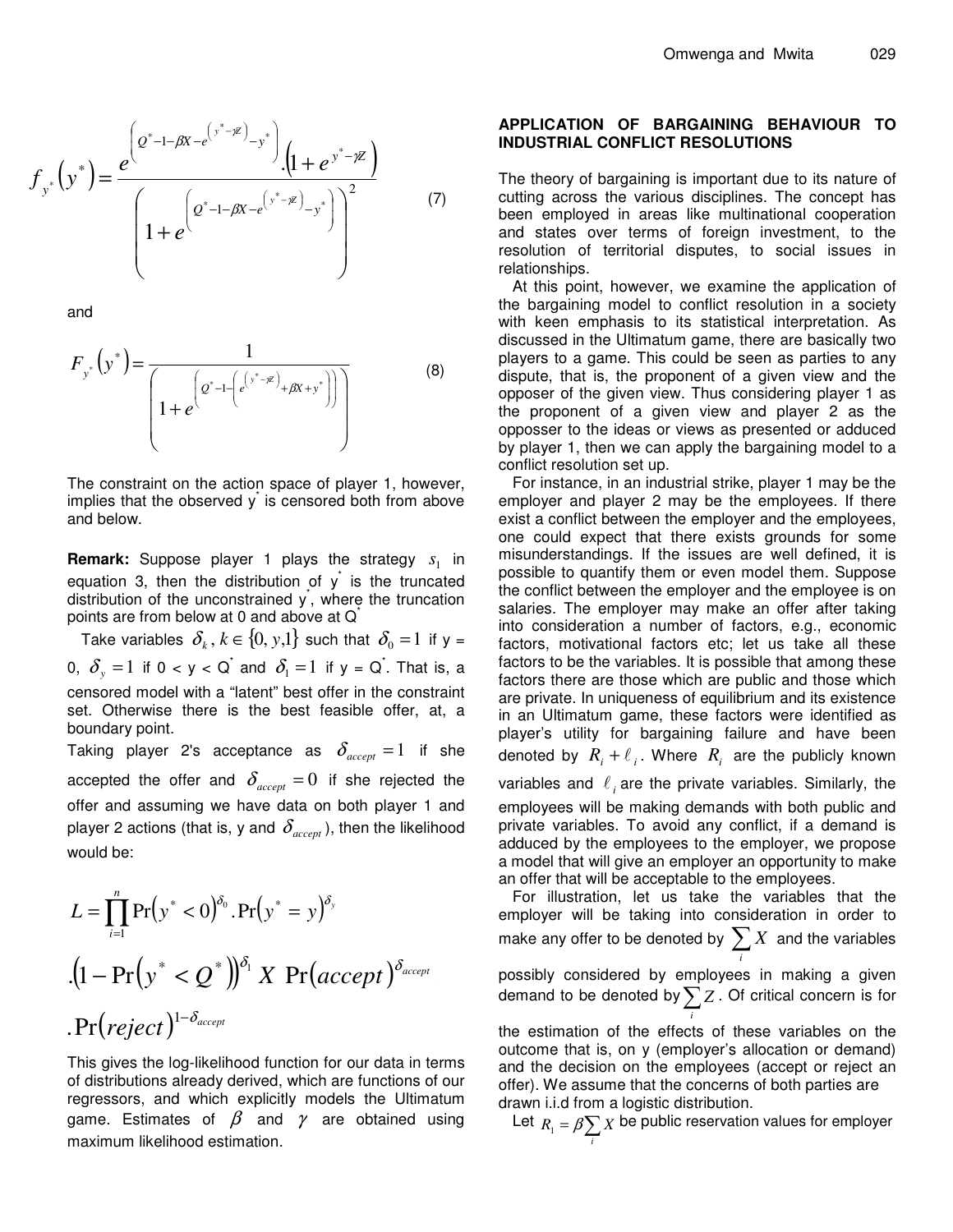$$f_{y^*}\left(y^*\right)=\frac{e^{\left(Q^*-1-\beta X-e^{\left(y^*-\gamma Z\right)}-y^*\right)}.\left(1+e^{y^*-\gamma Z}\right)}{\left(1+e^{\left(Q^*-1-\beta X-e^{\left(y^*-\gamma Z\right)}-y^*\right)}\right)^2} \tag{7}$$

and

$$F_{y^*}\left(y^*\right)=\frac{1}{\left(1+e^{\left(Q^*-1-\left(e^{\left(y^*-\gamma Z\right)}+\beta X+y^*\right)\right)}\right)} \tag{8}$$

The constraint on the action space of player 1, however, implies that the observed $y^*$ is censored both from above and below.

**Remark:** Suppose player 1 plays the strategy $s_1$ in equation 3, then the distribution of $y^*$ is the truncated distribution of the unconstrained $y^*$, where the truncation points are from below at 0 and above at $Q^*$

Take variables $\delta_k, k \in \{0, y, 1\}$ such that $\delta_0 = 1$ if y = 0, $\delta_y = 1$ if $0 < y < Q^*$ and $\delta_1 = 1$ if $y = Q^*$. That is, a censored model with a "latent" best offer in the constraint set. Otherwise there is the best feasible offer, at, a boundary point.

Taking player 2's acceptance as $\delta_{accept} = 1$ if she accepted the offer and $\delta_{accept} = 0$ if she rejected the offer and assuming we have data on both player 1 and player 2 actions (that is, y and $\delta_{accept}$), then the likelihood would be:

$$L = \prod_{i=1}^{n} \Pr\left(y^* < 0\right)^{\delta_0} . \Pr\left(y^* = y\right)^{\delta_y}$$

$$.\left(1 - \Pr\left(y^* < Q^*\right)\right)^{\delta_1} X \ \Pr(accept)^{\delta_{accept}}$$

$$.\Pr(reject)^{1-\delta_{accept}}$$

This gives the log-likelihood function for our data in terms of distributions already derived, which are functions of our regressors, and which explicitly models the Ultimatum game. Estimates of $\beta$ and $\gamma$ are obtained using maximum likelihood estimation.

## APPLICATION OF BARGAINING BEHAVIOUR TO INDUSTRIAL CONFLICT RESOLUTIONS

The theory of bargaining is important due to its nature of cutting across the various disciplines. The concept has been employed in areas like multinational cooperation and states over terms of foreign investment, to the resolution of territorial disputes, to social issues in relationships.

At this point, however, we examine the application of the bargaining model to conflict resolution in a society with keen emphasis to its statistical interpretation. As discussed in the Ultimatum game, there are basically two players to a game. This could be seen as parties to any dispute, that is, the proponent of a given view and the opposer of the given view. Thus considering player 1 as the proponent of a given view and player 2 as the opposser to the ideas or views as presented or adduced by player 1, then we can apply the bargaining model to a conflict resolution set up.

For instance, in an industrial strike, player 1 may be the employer and player 2 may be the employees. If there exist a conflict between the employer and the employees, one could expect that there exists grounds for some misunderstandings. If the issues are well defined, it is possible to quantify them or even model them. Suppose the conflict between the employer and the employee is on salaries. The employer may make an offer after taking into consideration a number of factors, e.g., economic factors, motivational factors etc; let us take all these factors to be the variables. It is possible that among these factors there are those which are public and those which are private. In uniqueness of equilibrium and its existence in an Ultimatum game, these factors were identified as player's utility for bargaining failure and have been denoted by $R_i + \ell_i$. Where $R_i$ are the publicly known variables and $\ell_i$ are the private variables. Similarly, the employees will be making demands with both public and private variables. To avoid any conflict, if a demand is adduced by the employees to the employer, we propose a model that will give an employer an opportunity to make an offer that will be acceptable to the employees.

For illustration, let us take the variables that the employer will be taking into consideration in order to make any offer to be denoted by $\sum_i X$ and the variables possibly considered by employees in making a given demand to be denoted by $\sum_i Z$. Of critical concern is for the estimation of the effects of these variables on the outcome that is, on y (employer's allocation or demand) and the decision on the employees (accept or reject an offer). We assume that the concerns of both parties are drawn i.i.d from a logistic distribution.

Let $R_1 = \beta \sum_i X$ be public reservation values for employer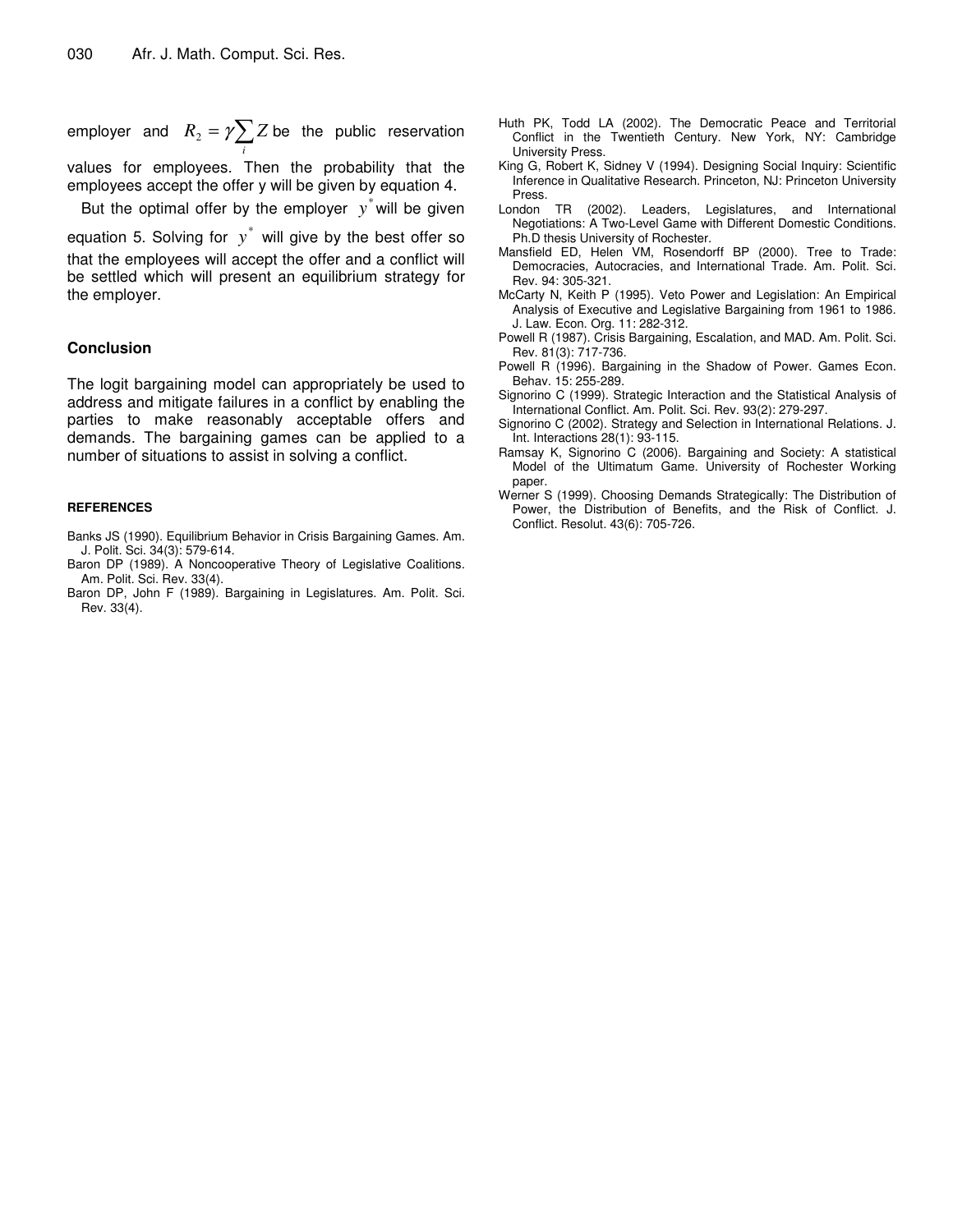employer and $R_2 = \gamma \sum_i Z$ be the public reservation values for employees. Then the probability that the employees accept the offer y will be given by equation 4.

But the optimal offer by the employer $y^*$ will be given equation 5. Solving for $y^*$ will give by the best offer so that the employees will accept the offer and a conflict will be settled which will present an equilibrium strategy for the employer.

## Conclusion

The logit bargaining model can appropriately be used to address and mitigate failures in a conflict by enabling the parties to make reasonably acceptable offers and demands. The bargaining games can be applied to a number of situations to assist in solving a conflict.

### REFERENCES

Banks JS (1990). Equilibrium Behavior in Crisis Bargaining Games. Am. J. Polit. Sci. 34(3): 579-614.

Baron DP (1989). A Noncooperative Theory of Legislative Coalitions. Am. Polit. Sci. Rev. 33(4).

Baron DP, John F (1989). Bargaining in Legislatures. Am. Polit. Sci. Rev. 33(4).

Huth PK, Todd LA (2002). The Democratic Peace and Territorial Conflict in the Twentieth Century. New York, NY: Cambridge University Press.

King G, Robert K, Sidney V (1994). Designing Social Inquiry: Scientific Inference in Qualitative Research. Princeton, NJ: Princeton University Press.

London TR (2002). Leaders, Legislatures, and International Negotiations: A Two-Level Game with Different Domestic Conditions. Ph.D thesis University of Rochester.

Mansfield ED, Helen VM, Rosendorff BP (2000). Tree to Trade: Democracies, Autocracies, and International Trade. Am. Polit. Sci. Rev. 94: 305-321.

McCarty N, Keith P (1995). Veto Power and Legislation: An Empirical Analysis of Executive and Legislative Bargaining from 1961 to 1986. J. Law. Econ. Org. 11: 282-312.

Powell R (1987). Crisis Bargaining, Escalation, and MAD. Am. Polit. Sci. Rev. 81(3): 717-736.

Powell R (1996). Bargaining in the Shadow of Power. Games Econ. Behav. 15: 255-289.

Signorino C (1999). Strategic Interaction and the Statistical Analysis of International Conflict. Am. Polit. Sci. Rev. 93(2): 279-297.

Signorino C (2002). Strategy and Selection in International Relations. J. Int. Interactions 28(1): 93-115.

Ramsay K, Signorino C (2006). Bargaining and Society: A statistical Model of the Ultimatum Game. University of Rochester Working paper.

Werner S (1999). Choosing Demands Strategically: The Distribution of Power, the Distribution of Benefits, and the Risk of Conflict. J. Conflict. Resolut. 43(6): 705-726.